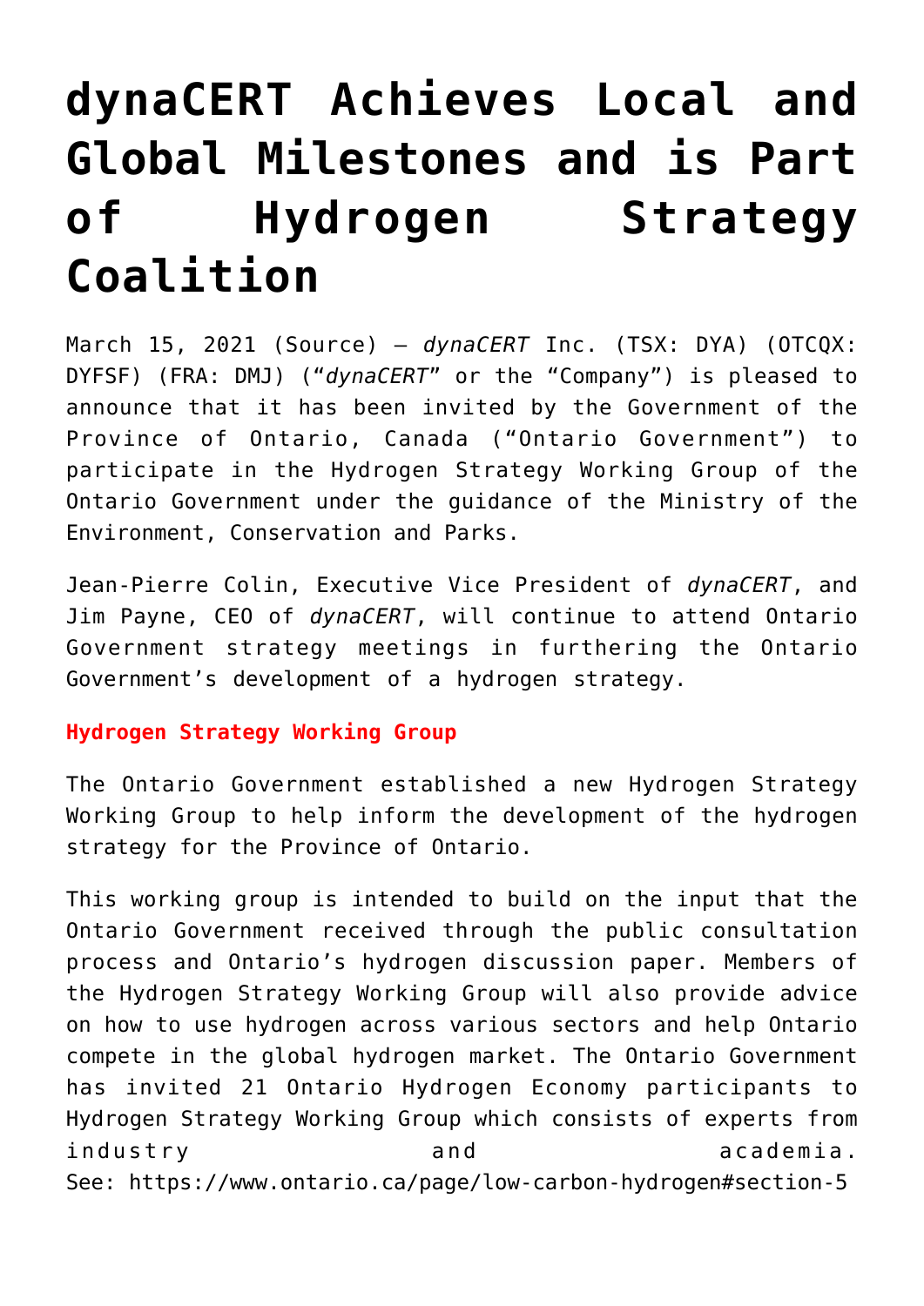# dynaCERT Achieves Local and Global Milestones and is Part of Hydrogen Strategy Coalition

March 15, 2021 (Source) – *dynaCERT* Inc. (TSX: DYA) (OTCQX: DYFSF) (FRA: DMJ) ("*dynaCERT*" or the "Company") is pleased to announce that it has been invited by the Government of the Province of Ontario, Canada ("Ontario Government") to participate in the Hydrogen Strategy Working Group of the Ontario Government under the guidance of the Ministry of the Environment, Conservation and Parks.

Jean-Pierre Colin, Executive Vice President of *dynaCERT*, and Jim Payne, CEO of *dynaCERT*, will continue to attend Ontario Government strategy meetings in furthering the Ontario Government's development of a hydrogen strategy.

**Hydrogen Strategy Working Group**

The Ontario Government established a new Hydrogen Strategy Working Group to help inform the development of the hydrogen strategy for the Province of Ontario.

This working group is intended to build on the input that the Ontario Government received through the public consultation process and Ontario's hydrogen discussion paper. Members of the Hydrogen Strategy Working Group will also provide advice on how to use hydrogen across various sectors and help Ontario compete in the global hydrogen market. The Ontario Government has invited 21 Ontario Hydrogen Economy participants to Hydrogen Strategy Working Group which consists of experts from industry and academia.
See: https://www.ontario.ca/page/low-carbon-hydrogen#section-5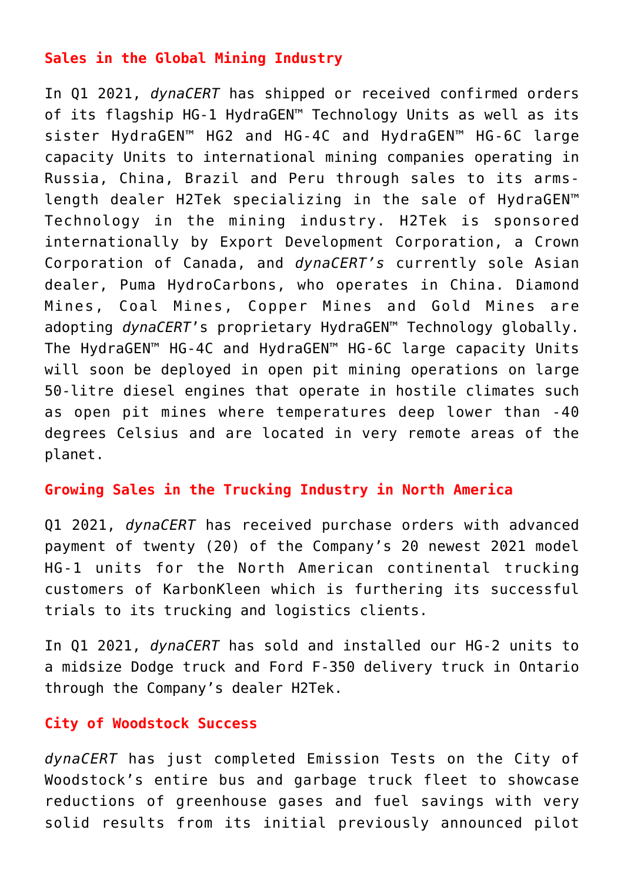## Sales in the Global Mining Industry

In Q1 2021, *dynaCERT* has shipped or received confirmed orders of its flagship HG-1 HydraGEN™ Technology Units as well as its sister HydraGEN™ HG2 and HG-4C and HydraGEN™ HG-6C large capacity Units to international mining companies operating in Russia, China, Brazil and Peru through sales to its arms-length dealer H2Tek specializing in the sale of HydraGEN™ Technology in the mining industry. H2Tek is sponsored internationally by Export Development Corporation, a Crown Corporation of Canada, and *dynaCERT's* currently sole Asian dealer, Puma HydroCarbons, who operates in China. Diamond Mines, Coal Mines, Copper Mines and Gold Mines are adopting *dynaCERT*'s proprietary HydraGEN™ Technology globally. The HydraGEN™ HG-4C and HydraGEN™ HG-6C large capacity Units will soon be deployed in open pit mining operations on large 50-litre diesel engines that operate in hostile climates such as open pit mines where temperatures deep lower than -40 degrees Celsius and are located in very remote areas of the planet.

## Growing Sales in the Trucking Industry in North America

Q1 2021, *dynaCERT* has received purchase orders with advanced payment of twenty (20) of the Company's 20 newest 2021 model HG-1 units for the North American continental trucking customers of KarbonKleen which is furthering its successful trials to its trucking and logistics clients.

In Q1 2021, *dynaCERT* has sold and installed our HG-2 units to a midsize Dodge truck and Ford F-350 delivery truck in Ontario through the Company's dealer H2Tek.

## City of Woodstock Success

*dynaCERT* has just completed Emission Tests on the City of Woodstock's entire bus and garbage truck fleet to showcase reductions of greenhouse gases and fuel savings with very solid results from its initial previously announced pilot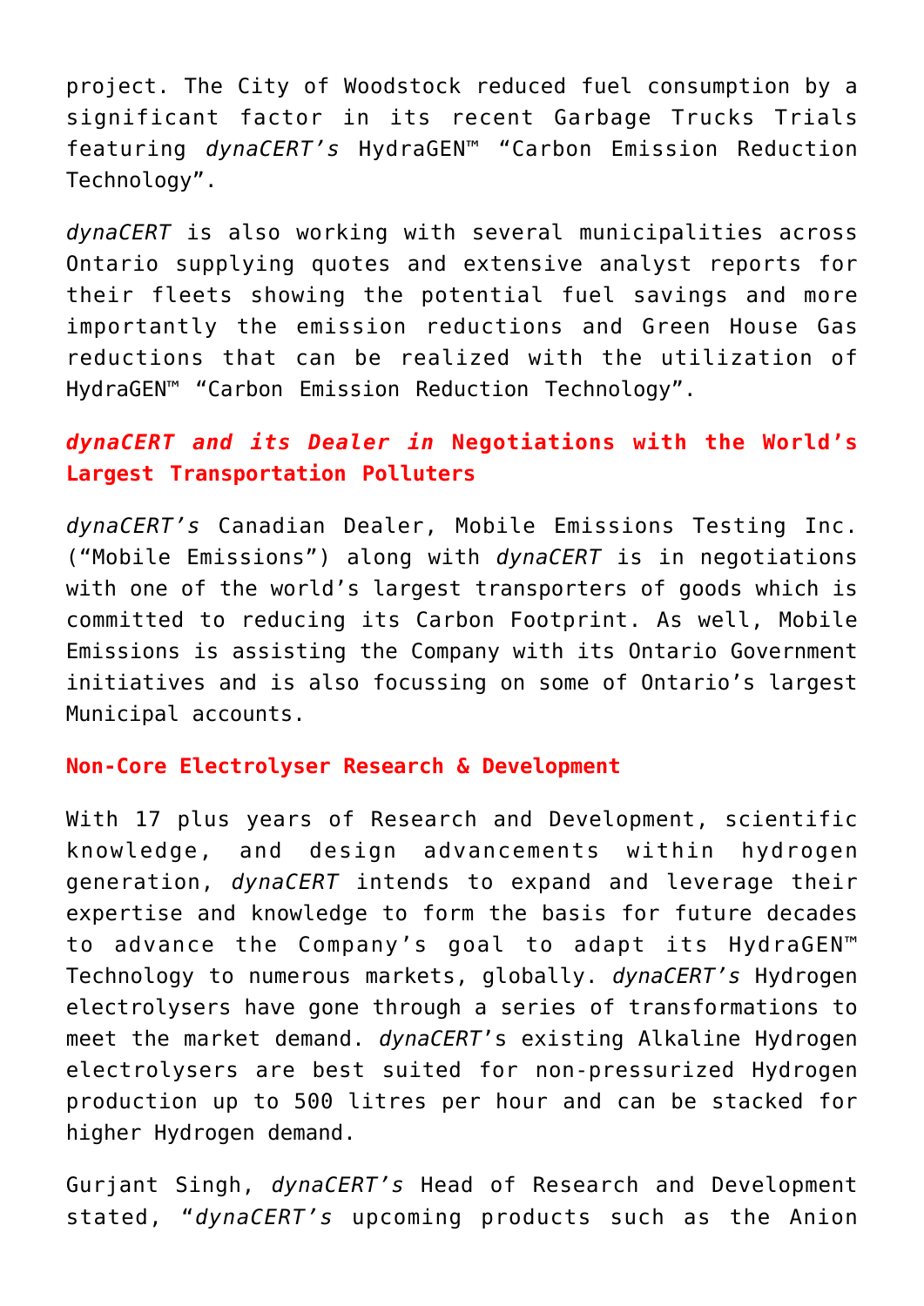project. The City of Woodstock reduced fuel consumption by a significant factor in its recent Garbage Trucks Trials featuring *dynaCERT's* HydraGEN™ "Carbon Emission Reduction Technology".

*dynaCERT* is also working with several municipalities across Ontario supplying quotes and extensive analyst reports for their fleets showing the potential fuel savings and more importantly the emission reductions and Green House Gas reductions that can be realized with the utilization of HydraGEN™ "Carbon Emission Reduction Technology".

### ***dynaCERT and its Dealer in* Negotiations with the World's Largest Transportation Polluters**

*dynaCERT's* Canadian Dealer, Mobile Emissions Testing Inc. ("Mobile Emissions") along with *dynaCERT* is in negotiations with one of the world's largest transporters of goods which is committed to reducing its Carbon Footprint. As well, Mobile Emissions is assisting the Company with its Ontario Government initiatives and is also focussing on some of Ontario's largest Municipal accounts.

### **Non-Core Electrolyser Research & Development**

With 17 plus years of Research and Development, scientific knowledge, and design advancements within hydrogen generation, *dynaCERT* intends to expand and leverage their expertise and knowledge to form the basis for future decades to advance the Company's goal to adapt its HydraGEN™ Technology to numerous markets, globally. *dynaCERT's* Hydrogen electrolysers have gone through a series of transformations to meet the market demand. *dynaCERT*'s existing Alkaline Hydrogen electrolysers are best suited for non-pressurized Hydrogen production up to 500 litres per hour and can be stacked for higher Hydrogen demand.

Gurjant Singh, *dynaCERT's* Head of Research and Development stated, "*dynaCERT's* upcoming products such as the Anion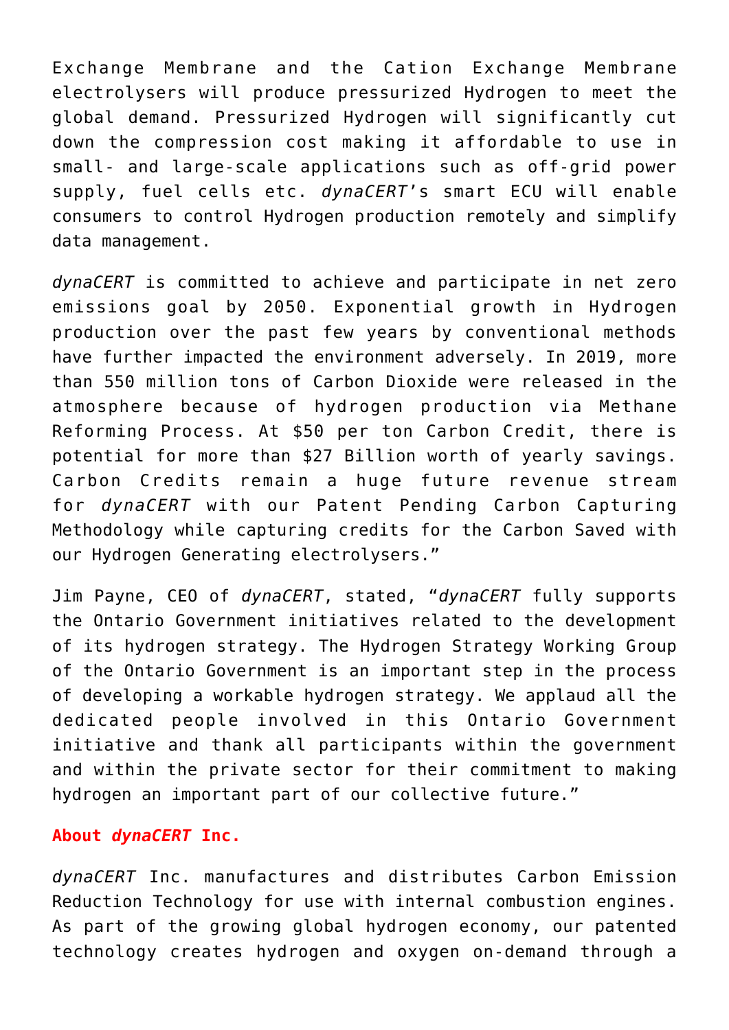Exchange Membrane and the Cation Exchange Membrane electrolysers will produce pressurized Hydrogen to meet the global demand. Pressurized Hydrogen will significantly cut down the compression cost making it affordable to use in small- and large-scale applications such as off-grid power supply, fuel cells etc. *dynaCERT*'s smart ECU will enable consumers to control Hydrogen production remotely and simplify data management.

*dynaCERT* is committed to achieve and participate in net zero emissions goal by 2050. Exponential growth in Hydrogen production over the past few years by conventional methods have further impacted the environment adversely. In 2019, more than 550 million tons of Carbon Dioxide were released in the atmosphere because of hydrogen production via Methane Reforming Process. At $50 per ton Carbon Credit, there is potential for more than $27 Billion worth of yearly savings. Carbon Credits remain a huge future revenue stream for *dynaCERT* with our Patent Pending Carbon Capturing Methodology while capturing credits for the Carbon Saved with our Hydrogen Generating electrolysers."

Jim Payne, CEO of *dynaCERT*, stated, "*dynaCERT* fully supports the Ontario Government initiatives related to the development of its hydrogen strategy. The Hydrogen Strategy Working Group of the Ontario Government is an important step in the process of developing a workable hydrogen strategy. We applaud all the dedicated people involved in this Ontario Government initiative and thank all participants within the government and within the private sector for their commitment to making hydrogen an important part of our collective future."

**About *dynaCERT* Inc.**

*dynaCERT* Inc. manufactures and distributes Carbon Emission Reduction Technology for use with internal combustion engines. As part of the growing global hydrogen economy, our patented technology creates hydrogen and oxygen on-demand through a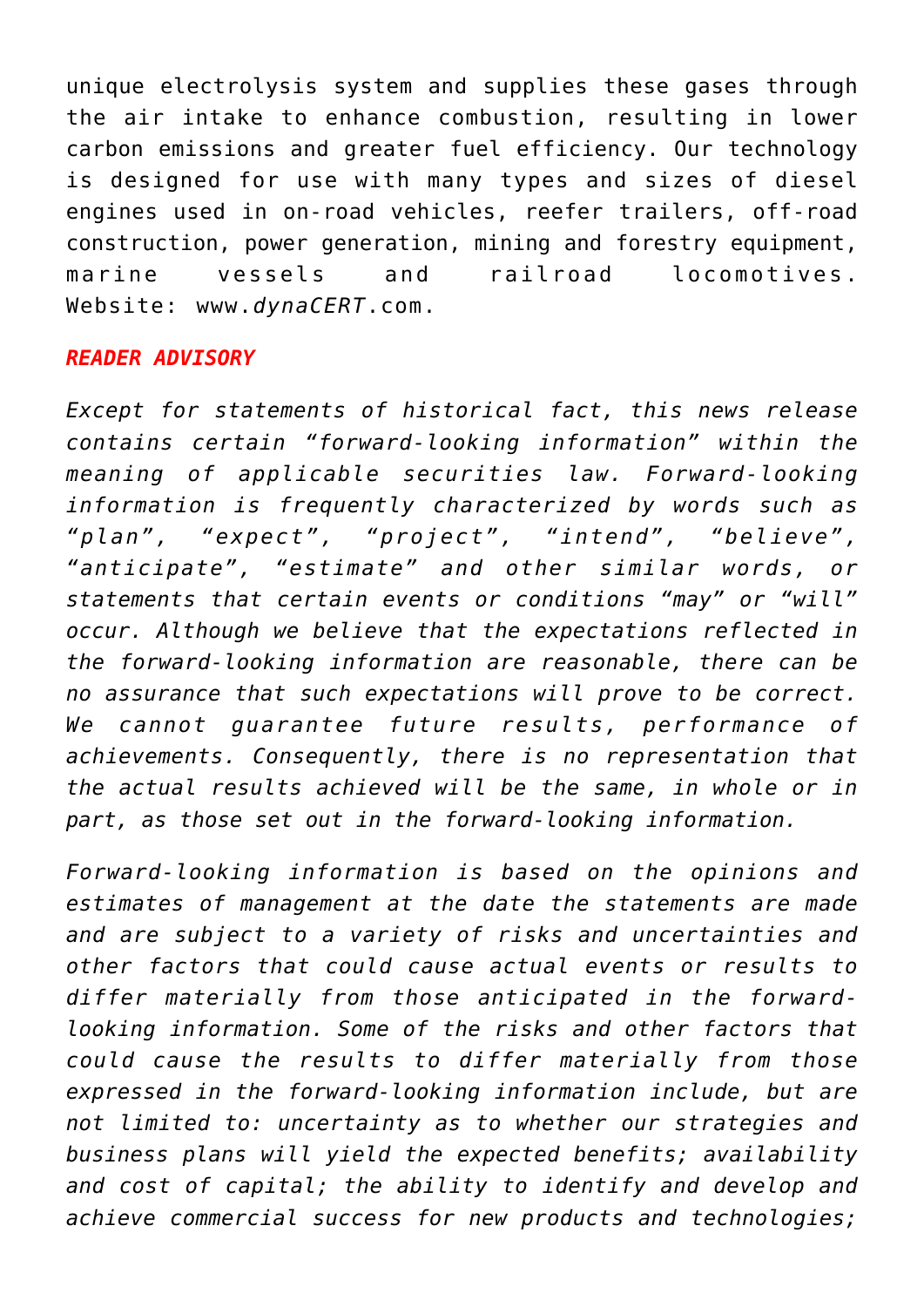unique electrolysis system and supplies these gases through the air intake to enhance combustion, resulting in lower carbon emissions and greater fuel efficiency. Our technology is designed for use with many types and sizes of diesel engines used in on-road vehicles, reefer trailers, off-road construction, power generation, mining and forestry equipment, marine vessels and railroad locomotives. Website: www.*dynaCERT*.com.

***READER ADVISORY***

*Except for statements of historical fact, this news release contains certain "forward-looking information" within the meaning of applicable securities law. Forward-looking information is frequently characterized by words such as "plan", "expect", "project", "intend", "believe", "anticipate", "estimate" and other similar words, or statements that certain events or conditions "may" or "will" occur. Although we believe that the expectations reflected in the forward-looking information are reasonable, there can be no assurance that such expectations will prove to be correct. We cannot guarantee future results, performance of achievements. Consequently, there is no representation that the actual results achieved will be the same, in whole or in part, as those set out in the forward-looking information.*

*Forward-looking information is based on the opinions and estimates of management at the date the statements are made and are subject to a variety of risks and uncertainties and other factors that could cause actual events or results to differ materially from those anticipated in the forward-looking information. Some of the risks and other factors that could cause the results to differ materially from those expressed in the forward-looking information include, but are not limited to: uncertainty as to whether our strategies and business plans will yield the expected benefits; availability and cost of capital; the ability to identify and develop and achieve commercial success for new products and technologies;*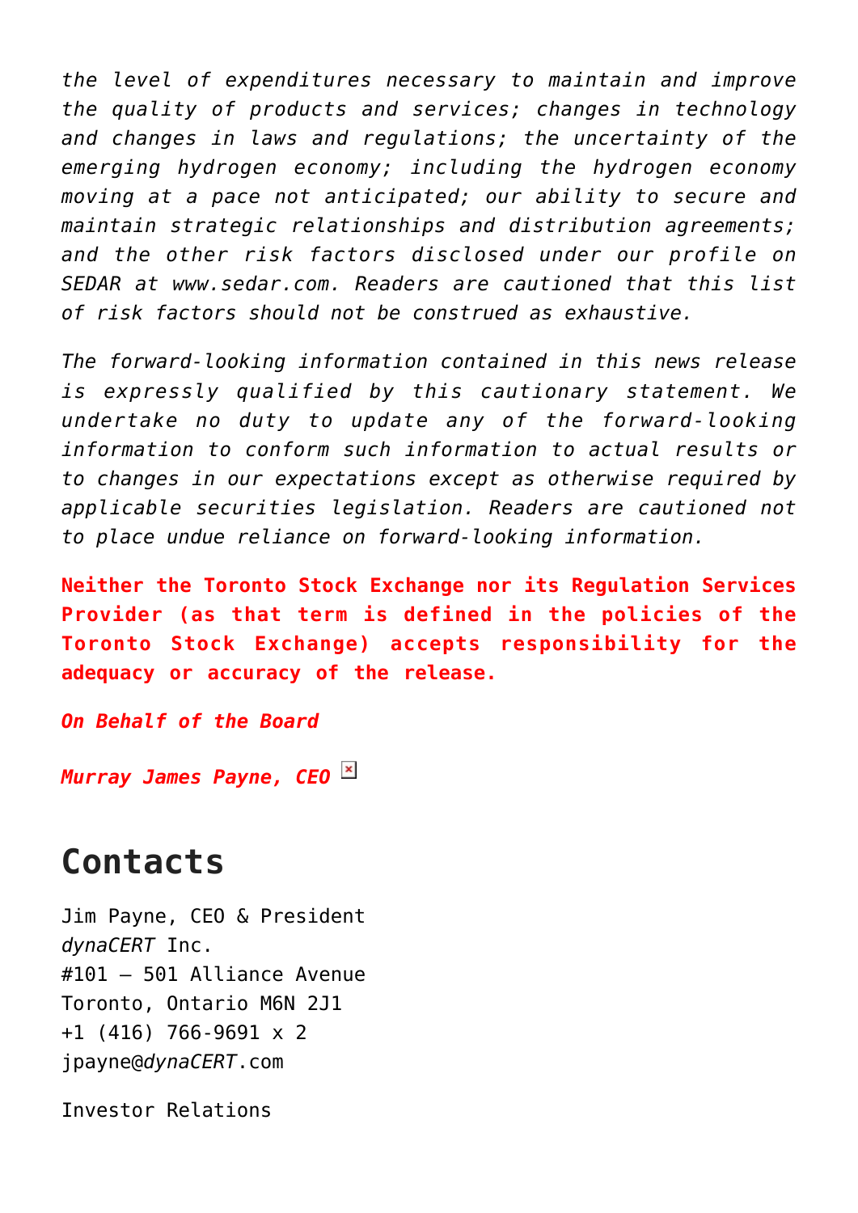*the level of expenditures necessary to maintain and improve the quality of products and services; changes in technology and changes in laws and regulations; the uncertainty of the emerging hydrogen economy; including the hydrogen economy moving at a pace not anticipated; our ability to secure and maintain strategic relationships and distribution agreements; and the other risk factors disclosed under our profile on SEDAR at www.sedar.com. Readers are cautioned that this list of risk factors should not be construed as exhaustive.*

*The forward-looking information contained in this news release is expressly qualified by this cautionary statement. We undertake no duty to update any of the forward-looking information to conform such information to actual results or to changes in our expectations except as otherwise required by applicable securities legislation. Readers are cautioned not to place undue reliance on forward-looking information.*

**Neither the Toronto Stock Exchange nor its Regulation Services Provider (as that term is defined in the policies of the Toronto Stock Exchange) accepts responsibility for the adequacy or accuracy of the release.**

***On Behalf of the Board***

***Murray James Payne, CEO***

## Contacts

Jim Payne, CEO & President
*dynaCERT* Inc.
#101 – 501 Alliance Avenue
Toronto, Ontario M6N 2J1
+1 (416) 766-9691 x 2
jpayne@*dynaCERT*.com

Investor Relations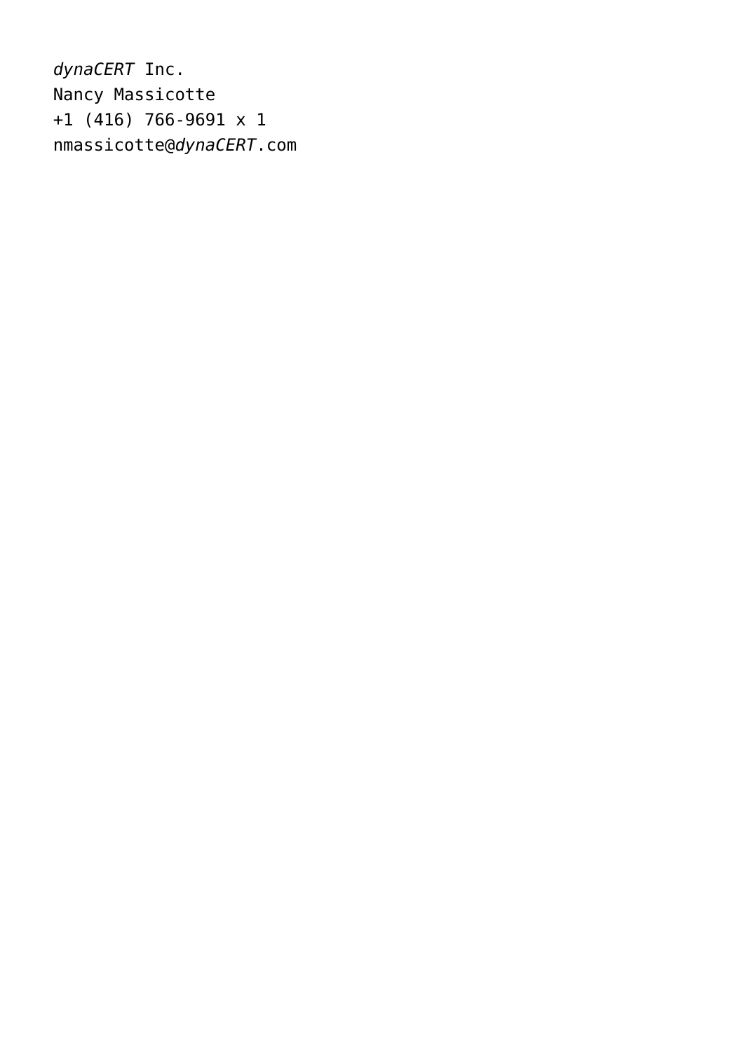*dynaCERT* Inc.
Nancy Massicotte
+1 (416) 766-9691 x 1
nmassicotte@*dynaCERT*.com